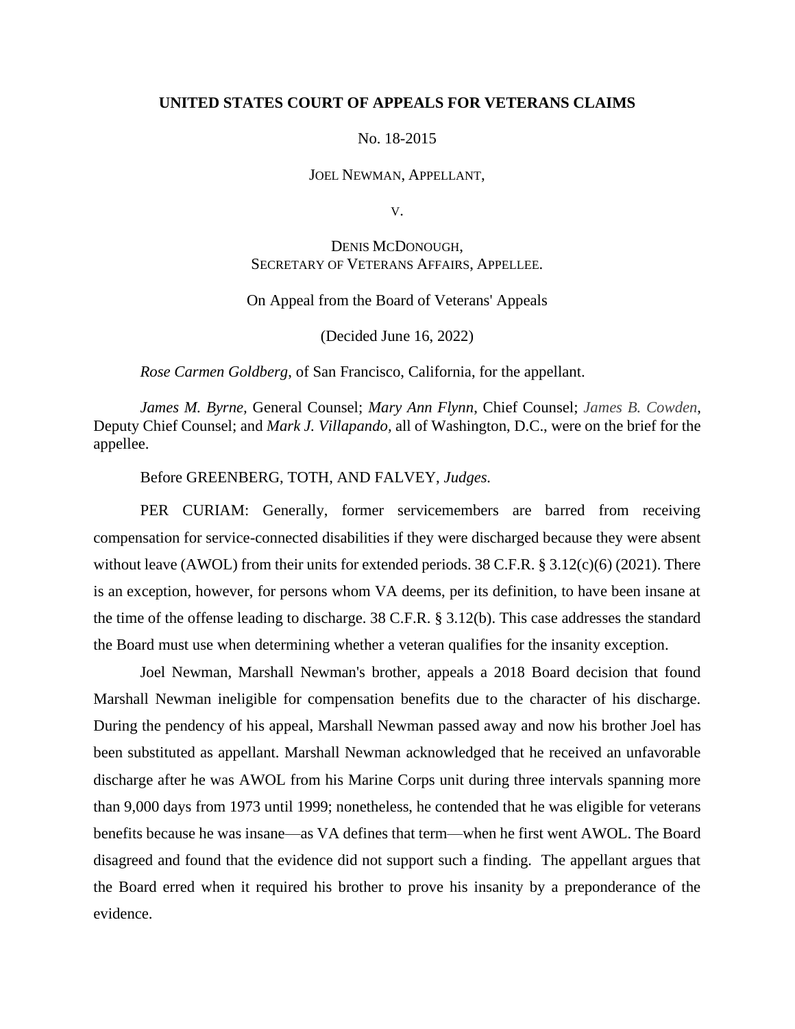**UNITED STATES COURT OF APPEALS FOR VETERANS CLAIMS**

No. 18-2015

JOEL NEWMAN, APPELLANT,

V.

DENIS MCDONOUGH,
SECRETARY OF VETERANS AFFAIRS, APPELLEE.

On Appeal from the Board of Veterans' Appeals

(Decided June 16, 2022)

*Rose Carmen Goldberg*, of San Francisco, California, for the appellant.

*James M. Byrne*, General Counsel; *Mary Ann Flynn*, Chief Counsel; *James B. Cowden*, Deputy Chief Counsel; and *Mark J. Villapando*, all of Washington, D.C., were on the brief for the appellee.

Before GREENBERG, TOTH, AND FALVEY, *Judges.*

PER CURIAM: Generally, former servicemembers are barred from receiving compensation for service-connected disabilities if they were discharged because they were absent without leave (AWOL) from their units for extended periods. 38 C.F.R. § 3.12(c)(6) (2021). There is an exception, however, for persons whom VA deems, per its definition, to have been insane at the time of the offense leading to discharge. 38 C.F.R. § 3.12(b). This case addresses the standard the Board must use when determining whether a veteran qualifies for the insanity exception.

Joel Newman, Marshall Newman's brother, appeals a 2018 Board decision that found Marshall Newman ineligible for compensation benefits due to the character of his discharge. During the pendency of his appeal, Marshall Newman passed away and now his brother Joel has been substituted as appellant. Marshall Newman acknowledged that he received an unfavorable discharge after he was AWOL from his Marine Corps unit during three intervals spanning more than 9,000 days from 1973 until 1999; nonetheless, he contended that he was eligible for veterans benefits because he was insane—as VA defines that term—when he first went AWOL. The Board disagreed and found that the evidence did not support such a finding. The appellant argues that the Board erred when it required his brother to prove his insanity by a preponderance of the evidence.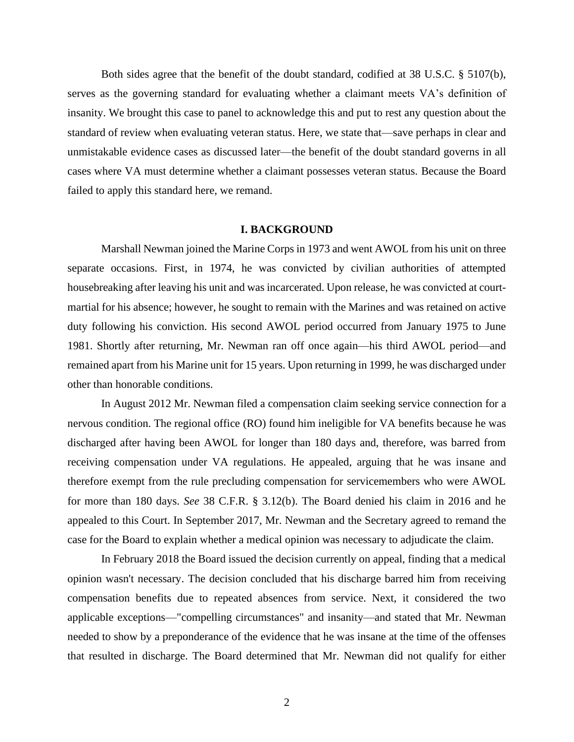Both sides agree that the benefit of the doubt standard, codified at 38 U.S.C. § 5107(b), serves as the governing standard for evaluating whether a claimant meets VA's definition of insanity. We brought this case to panel to acknowledge this and put to rest any question about the standard of review when evaluating veteran status. Here, we state that—save perhaps in clear and unmistakable evidence cases as discussed later—the benefit of the doubt standard governs in all cases where VA must determine whether a claimant possesses veteran status. Because the Board failed to apply this standard here, we remand.

## I. BACKGROUND

Marshall Newman joined the Marine Corps in 1973 and went AWOL from his unit on three separate occasions. First, in 1974, he was convicted by civilian authorities of attempted housebreaking after leaving his unit and was incarcerated. Upon release, he was convicted at court-martial for his absence; however, he sought to remain with the Marines and was retained on active duty following his conviction. His second AWOL period occurred from January 1975 to June 1981. Shortly after returning, Mr. Newman ran off once again—his third AWOL period—and remained apart from his Marine unit for 15 years. Upon returning in 1999, he was discharged under other than honorable conditions.

In August 2012 Mr. Newman filed a compensation claim seeking service connection for a nervous condition. The regional office (RO) found him ineligible for VA benefits because he was discharged after having been AWOL for longer than 180 days and, therefore, was barred from receiving compensation under VA regulations. He appealed, arguing that he was insane and therefore exempt from the rule precluding compensation for servicemembers who were AWOL for more than 180 days. *See* 38 C.F.R. § 3.12(b). The Board denied his claim in 2016 and he appealed to this Court. In September 2017, Mr. Newman and the Secretary agreed to remand the case for the Board to explain whether a medical opinion was necessary to adjudicate the claim.

In February 2018 the Board issued the decision currently on appeal, finding that a medical opinion wasn't necessary. The decision concluded that his discharge barred him from receiving compensation benefits due to repeated absences from service. Next, it considered the two applicable exceptions—"compelling circumstances" and insanity—and stated that Mr. Newman needed to show by a preponderance of the evidence that he was insane at the time of the offenses that resulted in discharge. The Board determined that Mr. Newman did not qualify for either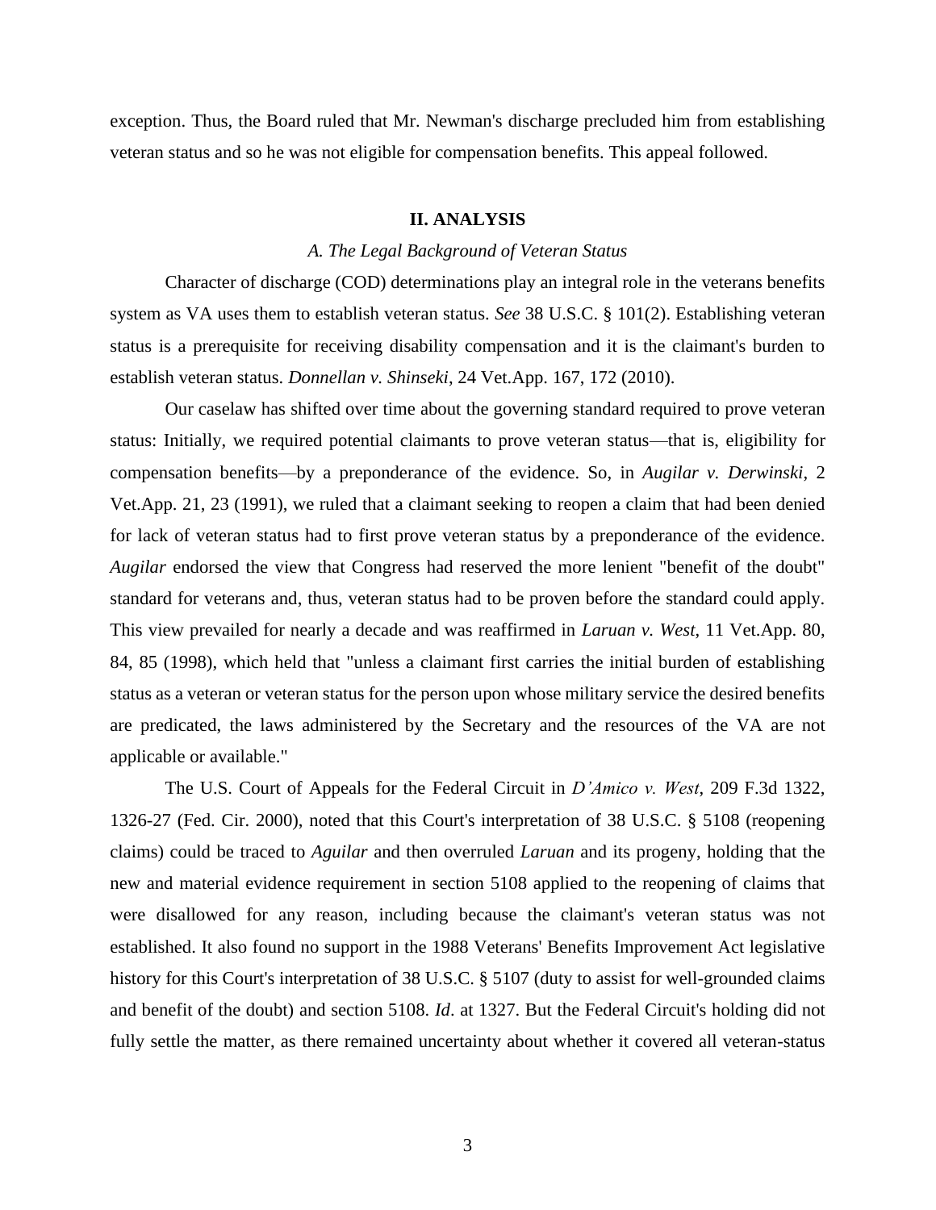exception. Thus, the Board ruled that Mr. Newman's discharge precluded him from establishing veteran status and so he was not eligible for compensation benefits. This appeal followed.

## II. ANALYSIS

### *A. The Legal Background of Veteran Status*

Character of discharge (COD) determinations play an integral role in the veterans benefits system as VA uses them to establish veteran status. *See* 38 U.S.C. § 101(2). Establishing veteran status is a prerequisite for receiving disability compensation and it is the claimant's burden to establish veteran status. *Donnellan v. Shinseki*, 24 Vet.App. 167, 172 (2010).

Our caselaw has shifted over time about the governing standard required to prove veteran status: Initially, we required potential claimants to prove veteran status—that is, eligibility for compensation benefits—by a preponderance of the evidence. So, in *Augilar v. Derwinski*, 2 Vet.App. 21, 23 (1991), we ruled that a claimant seeking to reopen a claim that had been denied for lack of veteran status had to first prove veteran status by a preponderance of the evidence. *Augilar* endorsed the view that Congress had reserved the more lenient "benefit of the doubt" standard for veterans and, thus, veteran status had to be proven before the standard could apply. This view prevailed for nearly a decade and was reaffirmed in *Laruan v. West*, 11 Vet.App. 80, 84, 85 (1998), which held that "unless a claimant first carries the initial burden of establishing status as a veteran or veteran status for the person upon whose military service the desired benefits are predicated, the laws administered by the Secretary and the resources of the VA are not applicable or available."

The U.S. Court of Appeals for the Federal Circuit in *D'Amico v. West*, 209 F.3d 1322, 1326-27 (Fed. Cir. 2000), noted that this Court's interpretation of 38 U.S.C. § 5108 (reopening claims) could be traced to *Aguilar* and then overruled *Laruan* and its progeny, holding that the new and material evidence requirement in section 5108 applied to the reopening of claims that were disallowed for any reason, including because the claimant's veteran status was not established. It also found no support in the 1988 Veterans' Benefits Improvement Act legislative history for this Court's interpretation of 38 U.S.C. § 5107 (duty to assist for well-grounded claims and benefit of the doubt) and section 5108. *Id*. at 1327. But the Federal Circuit's holding did not fully settle the matter, as there remained uncertainty about whether it covered all veteran-status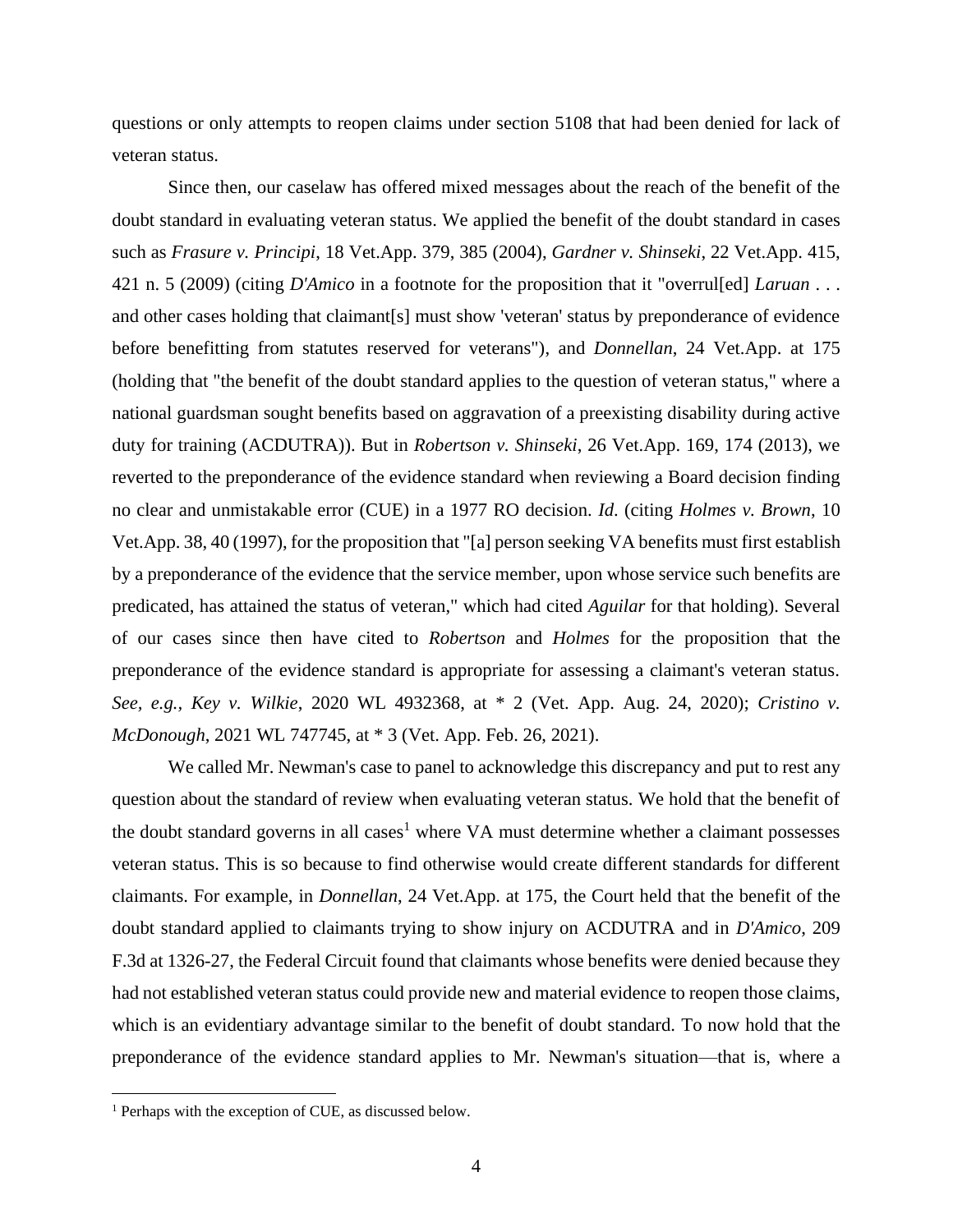questions or only attempts to reopen claims under section 5108 that had been denied for lack of veteran status.

Since then, our caselaw has offered mixed messages about the reach of the benefit of the doubt standard in evaluating veteran status. We applied the benefit of the doubt standard in cases such as *Frasure v. Principi*, 18 Vet.App. 379, 385 (2004), *Gardner v. Shinseki*, 22 Vet.App. 415, 421 n. 5 (2009) (citing *D'Amico* in a footnote for the proposition that it "overrul[ed] *Laruan* . . . and other cases holding that claimant[s] must show 'veteran' status by preponderance of evidence before benefitting from statutes reserved for veterans"), and *Donnellan*, 24 Vet.App. at 175 (holding that "the benefit of the doubt standard applies to the question of veteran status," where a national guardsman sought benefits based on aggravation of a preexisting disability during active duty for training (ACDUTRA)). But in *Robertson v. Shinseki*, 26 Vet.App. 169, 174 (2013), we reverted to the preponderance of the evidence standard when reviewing a Board decision finding no clear and unmistakable error (CUE) in a 1977 RO decision. *Id*. (citing *Holmes v. Brown*, 10 Vet.App. 38, 40 (1997), for the proposition that "[a] person seeking VA benefits must first establish by a preponderance of the evidence that the service member, upon whose service such benefits are predicated, has attained the status of veteran," which had cited *Aguilar* for that holding). Several of our cases since then have cited to *Robertson* and *Holmes* for the proposition that the preponderance of the evidence standard is appropriate for assessing a claimant's veteran status. *See, e.g.*, *Key v. Wilkie*, 2020 WL 4932368, at * 2 (Vet. App. Aug. 24, 2020); *Cristino v. McDonough*, 2021 WL 747745, at * 3 (Vet. App. Feb. 26, 2021).

We called Mr. Newman's case to panel to acknowledge this discrepancy and put to rest any question about the standard of review when evaluating veteran status. We hold that the benefit of the doubt standard governs in all cases[1] where VA must determine whether a claimant possesses veteran status. This is so because to find otherwise would create different standards for different claimants. For example, in *Donnellan*, 24 Vet.App. at 175, the Court held that the benefit of the doubt standard applied to claimants trying to show injury on ACDUTRA and in *D'Amico*, 209 F.3d at 1326-27, the Federal Circuit found that claimants whose benefits were denied because they had not established veteran status could provide new and material evidence to reopen those claims, which is an evidentiary advantage similar to the benefit of doubt standard. To now hold that the preponderance of the evidence standard applies to Mr. Newman's situation—that is, where a

[1] Perhaps with the exception of CUE, as discussed below.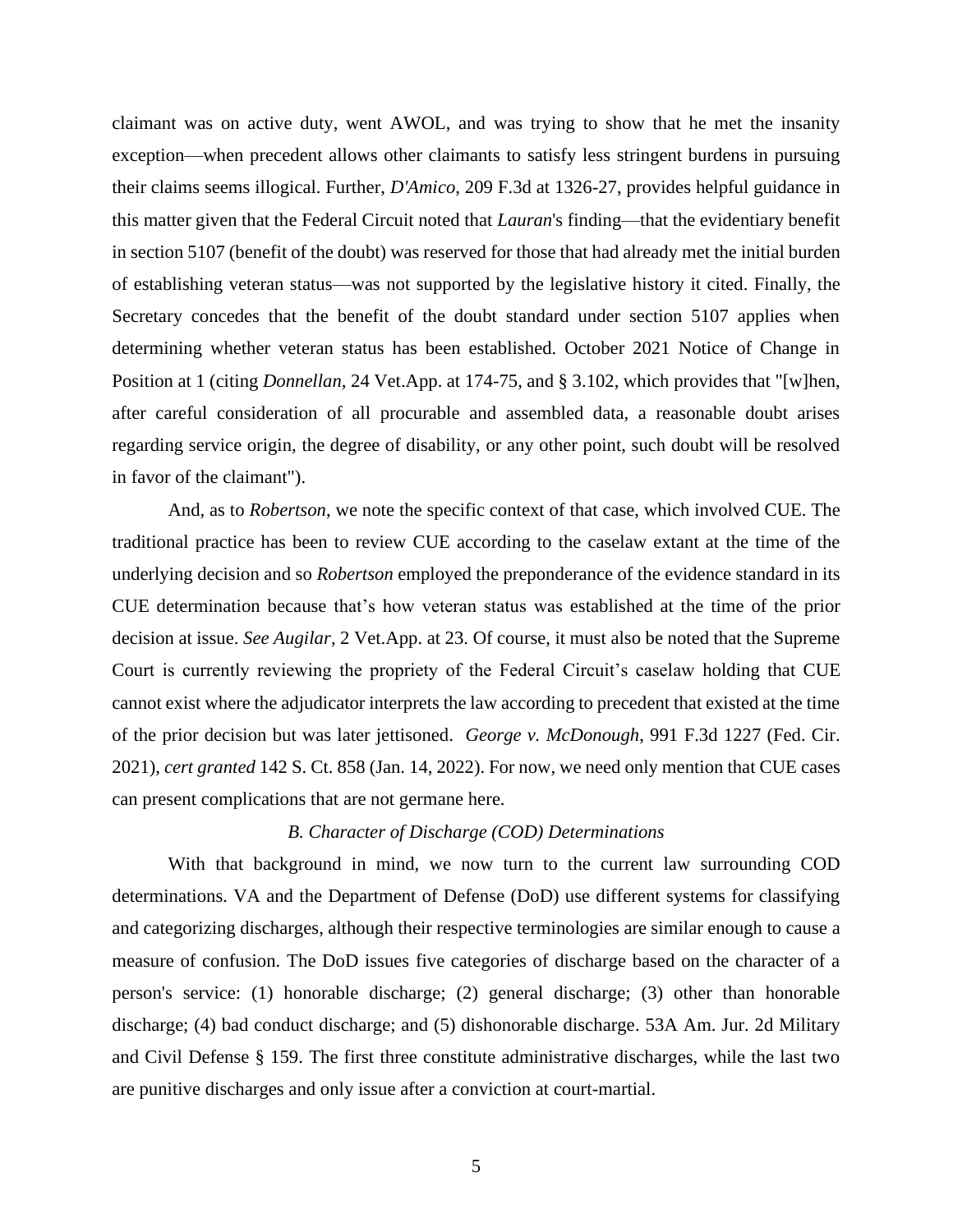claimant was on active duty, went AWOL, and was trying to show that he met the insanity exception—when precedent allows other claimants to satisfy less stringent burdens in pursuing their claims seems illogical. Further, *D'Amico*, 209 F.3d at 1326-27, provides helpful guidance in this matter given that the Federal Circuit noted that *Lauran*'s finding—that the evidentiary benefit in section 5107 (benefit of the doubt) was reserved for those that had already met the initial burden of establishing veteran status—was not supported by the legislative history it cited. Finally, the Secretary concedes that the benefit of the doubt standard under section 5107 applies when determining whether veteran status has been established. October 2021 Notice of Change in Position at 1 (citing *Donnellan*, 24 Vet.App. at 174-75, and § 3.102, which provides that "[w]hen, after careful consideration of all procurable and assembled data, a reasonable doubt arises regarding service origin, the degree of disability, or any other point, such doubt will be resolved in favor of the claimant").

And, as to *Robertson*, we note the specific context of that case, which involved CUE. The traditional practice has been to review CUE according to the caselaw extant at the time of the underlying decision and so *Robertson* employed the preponderance of the evidence standard in its CUE determination because that's how veteran status was established at the time of the prior decision at issue. *See Augilar*, 2 Vet.App. at 23. Of course, it must also be noted that the Supreme Court is currently reviewing the propriety of the Federal Circuit's caselaw holding that CUE cannot exist where the adjudicator interprets the law according to precedent that existed at the time of the prior decision but was later jettisoned. *George v. McDonough*, 991 F.3d 1227 (Fed. Cir. 2021), *cert granted* 142 S. Ct. 858 (Jan. 14, 2022). For now, we need only mention that CUE cases can present complications that are not germane here.

### *B. Character of Discharge (COD) Determinations*

With that background in mind, we now turn to the current law surrounding COD determinations. VA and the Department of Defense (DoD) use different systems for classifying and categorizing discharges, although their respective terminologies are similar enough to cause a measure of confusion. The DoD issues five categories of discharge based on the character of a person's service: (1) honorable discharge; (2) general discharge; (3) other than honorable discharge; (4) bad conduct discharge; and (5) dishonorable discharge. 53A Am. Jur. 2d Military and Civil Defense § 159. The first three constitute administrative discharges, while the last two are punitive discharges and only issue after a conviction at court-martial.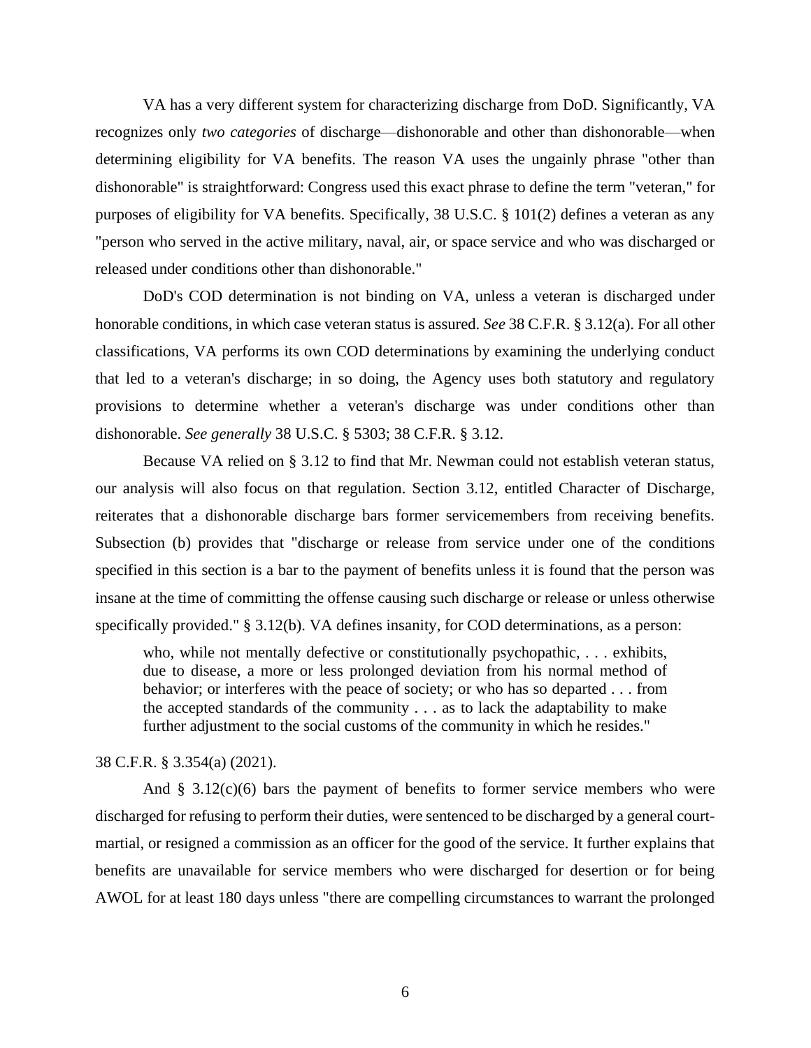VA has a very different system for characterizing discharge from DoD. Significantly, VA recognizes only *two categories* of discharge—dishonorable and other than dishonorable—when determining eligibility for VA benefits. The reason VA uses the ungainly phrase "other than dishonorable" is straightforward: Congress used this exact phrase to define the term "veteran," for purposes of eligibility for VA benefits. Specifically, 38 U.S.C. § 101(2) defines a veteran as any "person who served in the active military, naval, air, or space service and who was discharged or released under conditions other than dishonorable."

DoD's COD determination is not binding on VA, unless a veteran is discharged under honorable conditions, in which case veteran status is assured. *See* 38 C.F.R. § 3.12(a). For all other classifications, VA performs its own COD determinations by examining the underlying conduct that led to a veteran's discharge; in so doing, the Agency uses both statutory and regulatory provisions to determine whether a veteran's discharge was under conditions other than dishonorable. *See generally* 38 U.S.C. § 5303; 38 C.F.R. § 3.12.

Because VA relied on § 3.12 to find that Mr. Newman could not establish veteran status, our analysis will also focus on that regulation. Section 3.12, entitled Character of Discharge, reiterates that a dishonorable discharge bars former servicemembers from receiving benefits. Subsection (b) provides that "discharge or release from service under one of the conditions specified in this section is a bar to the payment of benefits unless it is found that the person was insane at the time of committing the offense causing such discharge or release or unless otherwise specifically provided." § 3.12(b). VA defines insanity, for COD determinations, as a person:

> who, while not mentally defective or constitutionally psychopathic, . . . exhibits, due to disease, a more or less prolonged deviation from his normal method of behavior; or interferes with the peace of society; or who has so departed . . . from the accepted standards of the community . . . as to lack the adaptability to make further adjustment to the social customs of the community in which he resides."

38 C.F.R. § 3.354(a) (2021).

And § 3.12(c)(6) bars the payment of benefits to former service members who were discharged for refusing to perform their duties, were sentenced to be discharged by a general court-martial, or resigned a commission as an officer for the good of the service. It further explains that benefits are unavailable for service members who were discharged for desertion or for being AWOL for at least 180 days unless "there are compelling circumstances to warrant the prolonged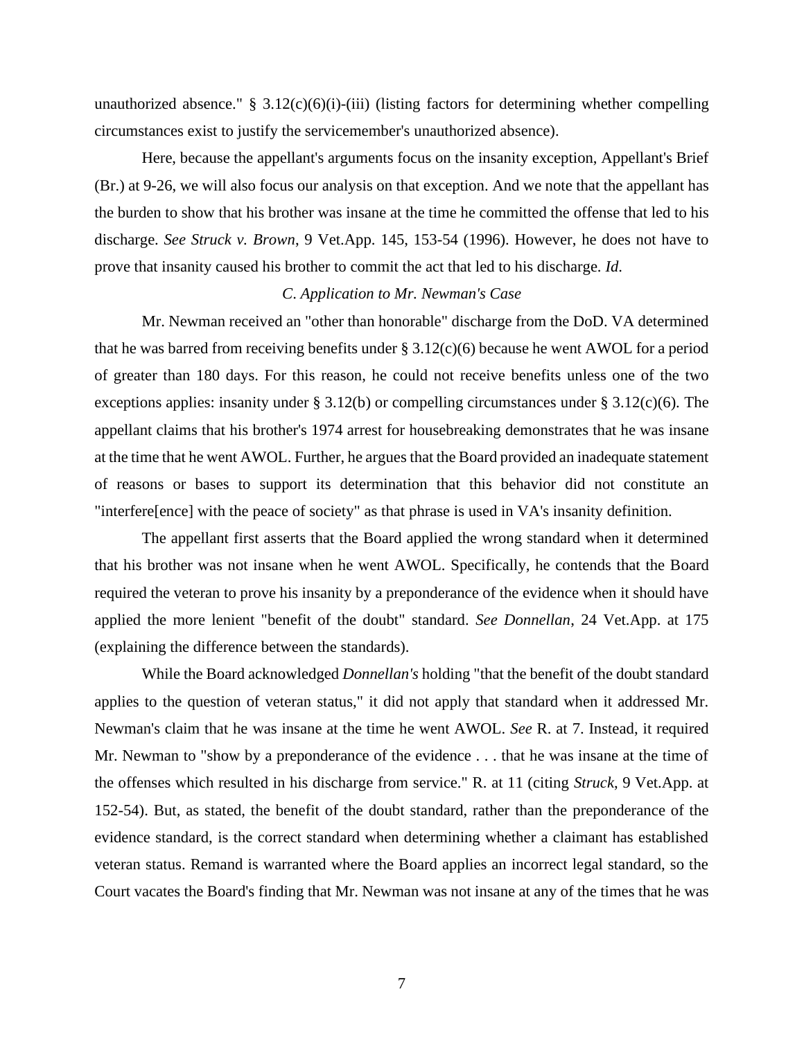unauthorized absence." § 3.12(c)(6)(i)-(iii) (listing factors for determining whether compelling circumstances exist to justify the servicemember's unauthorized absence).

Here, because the appellant's arguments focus on the insanity exception, Appellant's Brief (Br.) at 9-26, we will also focus our analysis on that exception. And we note that the appellant has the burden to show that his brother was insane at the time he committed the offense that led to his discharge. *See Struck v. Brown*, 9 Vet.App. 145, 153-54 (1996). However, he does not have to prove that insanity caused his brother to commit the act that led to his discharge. *Id*.

*C. Application to Mr. Newman's Case*

Mr. Newman received an "other than honorable" discharge from the DoD. VA determined that he was barred from receiving benefits under § 3.12(c)(6) because he went AWOL for a period of greater than 180 days. For this reason, he could not receive benefits unless one of the two exceptions applies: insanity under § 3.12(b) or compelling circumstances under § 3.12(c)(6). The appellant claims that his brother's 1974 arrest for housebreaking demonstrates that he was insane at the time that he went AWOL. Further, he argues that the Board provided an inadequate statement of reasons or bases to support its determination that this behavior did not constitute an "interfere[ence] with the peace of society" as that phrase is used in VA's insanity definition.

The appellant first asserts that the Board applied the wrong standard when it determined that his brother was not insane when he went AWOL. Specifically, he contends that the Board required the veteran to prove his insanity by a preponderance of the evidence when it should have applied the more lenient "benefit of the doubt" standard. *See Donnellan*, 24 Vet.App. at 175 (explaining the difference between the standards).

While the Board acknowledged *Donnellan's* holding "that the benefit of the doubt standard applies to the question of veteran status," it did not apply that standard when it addressed Mr. Newman's claim that he was insane at the time he went AWOL. *See* R. at 7. Instead, it required Mr. Newman to "show by a preponderance of the evidence . . . that he was insane at the time of the offenses which resulted in his discharge from service." R. at 11 (citing *Struck*, 9 Vet.App. at 152-54). But, as stated, the benefit of the doubt standard, rather than the preponderance of the evidence standard, is the correct standard when determining whether a claimant has established veteran status. Remand is warranted where the Board applies an incorrect legal standard, so the Court vacates the Board's finding that Mr. Newman was not insane at any of the times that he was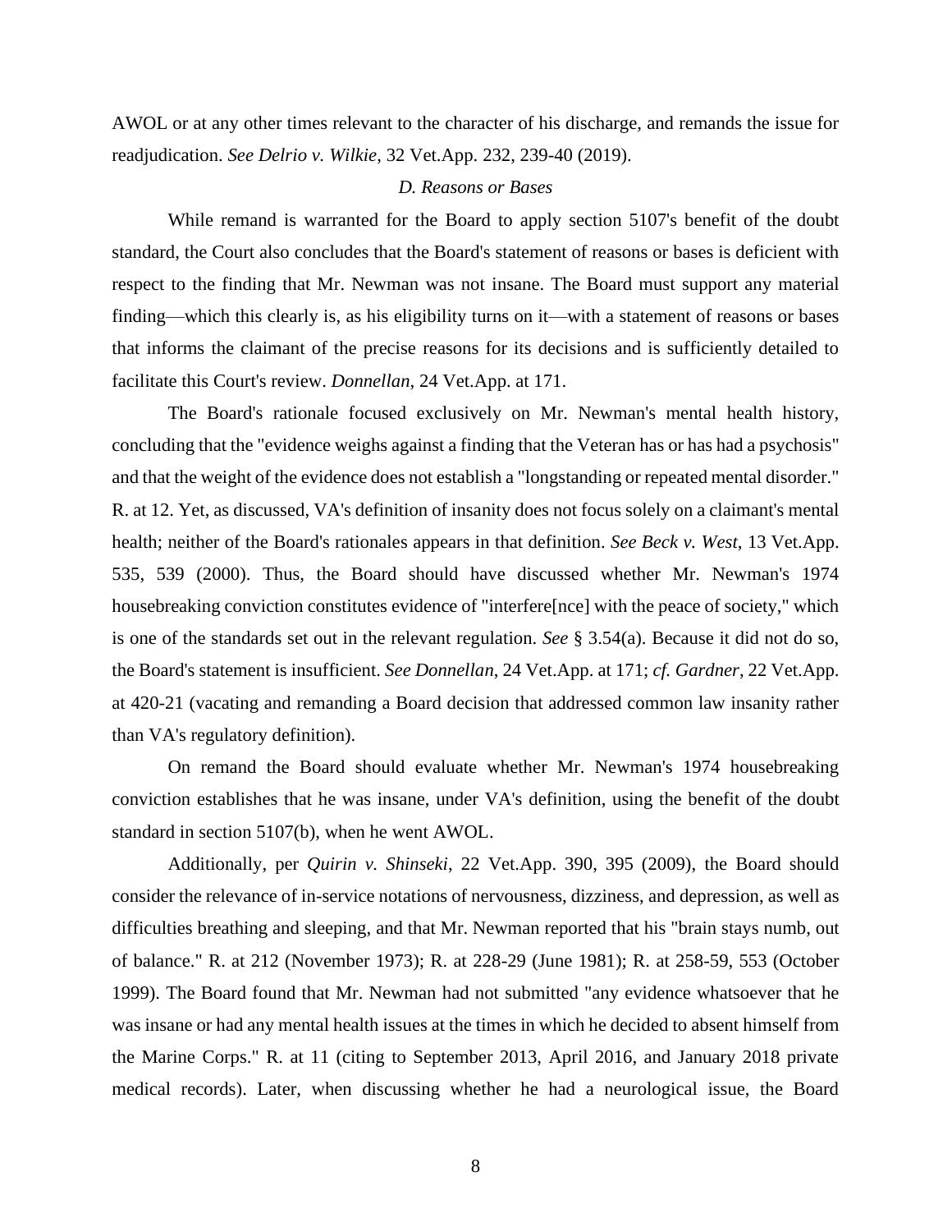AWOL or at any other times relevant to the character of his discharge, and remands the issue for readjudication. *See Delrio v. Wilkie*, 32 Vet.App. 232, 239-40 (2019).

### *D. Reasons or Bases*

While remand is warranted for the Board to apply section 5107's benefit of the doubt standard, the Court also concludes that the Board's statement of reasons or bases is deficient with respect to the finding that Mr. Newman was not insane. The Board must support any material finding—which this clearly is, as his eligibility turns on it—with a statement of reasons or bases that informs the claimant of the precise reasons for its decisions and is sufficiently detailed to facilitate this Court's review. *Donnellan*, 24 Vet.App. at 171.

The Board's rationale focused exclusively on Mr. Newman's mental health history, concluding that the "evidence weighs against a finding that the Veteran has or has had a psychosis" and that the weight of the evidence does not establish a "longstanding or repeated mental disorder." R. at 12. Yet, as discussed, VA's definition of insanity does not focus solely on a claimant's mental health; neither of the Board's rationales appears in that definition. *See Beck v. West*, 13 Vet.App. 535, 539 (2000). Thus, the Board should have discussed whether Mr. Newman's 1974 housebreaking conviction constitutes evidence of "interfere[nce] with the peace of society," which is one of the standards set out in the relevant regulation. *See* § 3.54(a). Because it did not do so, the Board's statement is insufficient. *See Donnellan*, 24 Vet.App. at 171; *cf. Gardner*, 22 Vet.App. at 420-21 (vacating and remanding a Board decision that addressed common law insanity rather than VA's regulatory definition).

On remand the Board should evaluate whether Mr. Newman's 1974 housebreaking conviction establishes that he was insane, under VA's definition, using the benefit of the doubt standard in section 5107(b), when he went AWOL.

Additionally, per *Quirin v. Shinseki*, 22 Vet.App. 390, 395 (2009), the Board should consider the relevance of in-service notations of nervousness, dizziness, and depression, as well as difficulties breathing and sleeping, and that Mr. Newman reported that his "brain stays numb, out of balance." R. at 212 (November 1973); R. at 228-29 (June 1981); R. at 258-59, 553 (October 1999). The Board found that Mr. Newman had not submitted "any evidence whatsoever that he was insane or had any mental health issues at the times in which he decided to absent himself from the Marine Corps." R. at 11 (citing to September 2013, April 2016, and January 2018 private medical records). Later, when discussing whether he had a neurological issue, the Board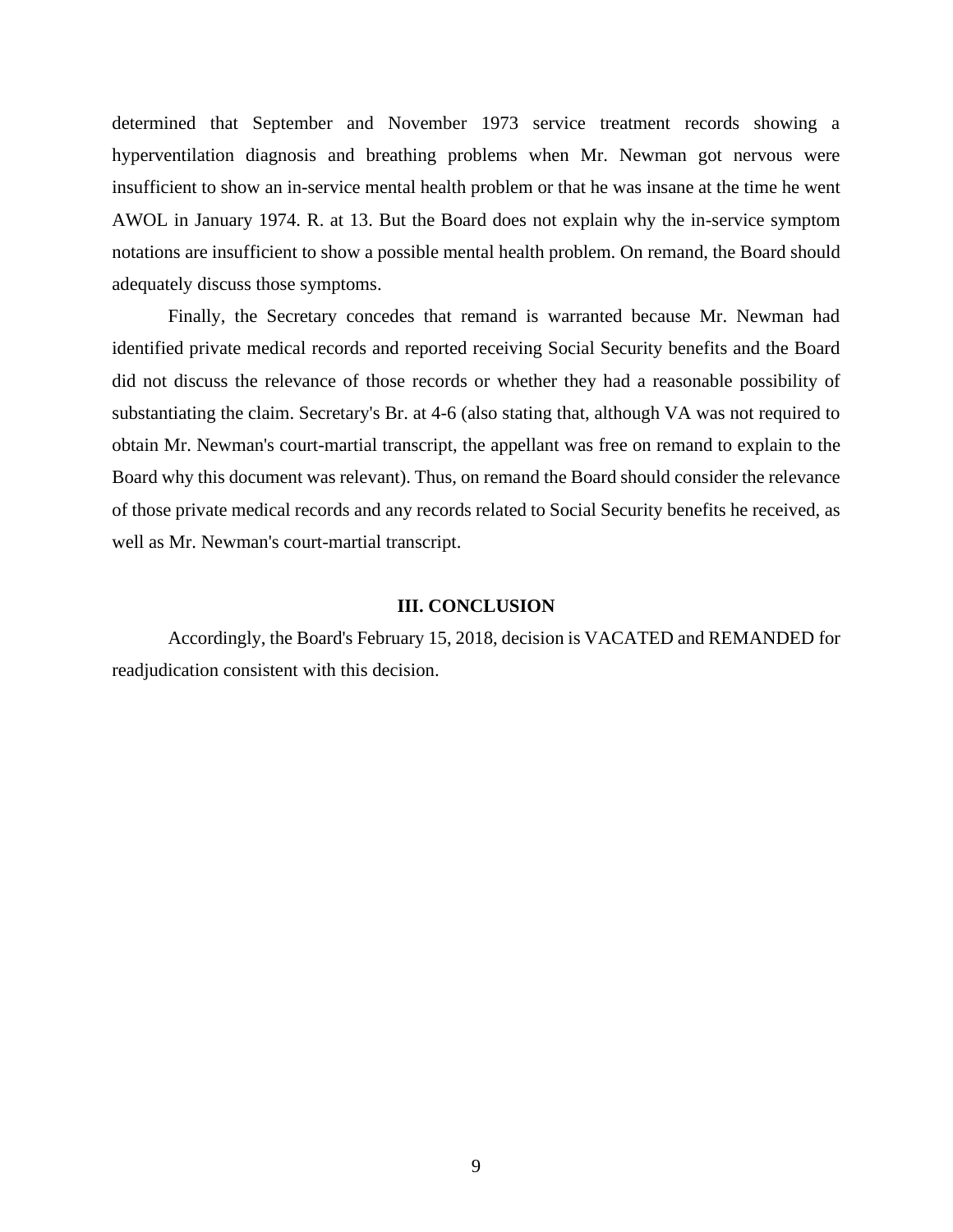determined that September and November 1973 service treatment records showing a hyperventilation diagnosis and breathing problems when Mr. Newman got nervous were insufficient to show an in-service mental health problem or that he was insane at the time he went AWOL in January 1974. R. at 13. But the Board does not explain why the in-service symptom notations are insufficient to show a possible mental health problem. On remand, the Board should adequately discuss those symptoms.

Finally, the Secretary concedes that remand is warranted because Mr. Newman had identified private medical records and reported receiving Social Security benefits and the Board did not discuss the relevance of those records or whether they had a reasonable possibility of substantiating the claim. Secretary's Br. at 4-6 (also stating that, although VA was not required to obtain Mr. Newman's court-martial transcript, the appellant was free on remand to explain to the Board why this document was relevant). Thus, on remand the Board should consider the relevance of those private medical records and any records related to Social Security benefits he received, as well as Mr. Newman's court-martial transcript.

### III. CONCLUSION

Accordingly, the Board's February 15, 2018, decision is VACATED and REMANDED for readjudication consistent with this decision.